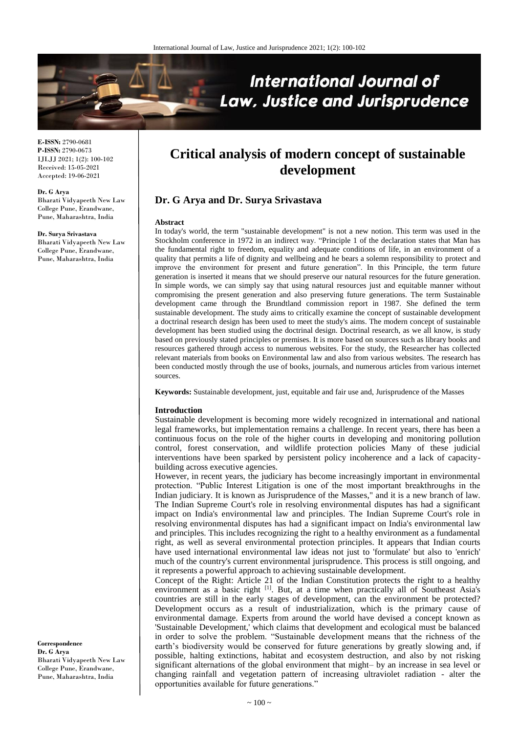**E-ISSN:** 2790-0681
**P-ISSN:** 2790-0673
IJLJJ 2021; 1(2): 100-102
Received: 15-05-2021
Accepted: 19-06-2021

**Dr. G Arya**
Bharati Vidyapeeth New Law College Pune, Erandwane, Pune, Maharashtra, India

**Dr. Surya Srivastava**
Bharati Vidyapeeth New Law College Pune, Erandwane, Pune, Maharashtra, India

**Correspondence**
**Dr. G Arya**
Bharati Vidyapeeth New Law College Pune, Erandwane, Pune, Maharashtra, India

# Critical analysis of modern concept of sustainable development

## Dr. G Arya and Dr. Surya Srivastava

### Abstract

In today's world, the term "sustainable development" is not a new notion. This term was used in the Stockholm conference in 1972 in an indirect way. "Principle 1 of the declaration states that Man has the fundamental right to freedom, equality and adequate conditions of life, in an environment of a quality that permits a life of dignity and wellbeing and he bears a solemn responsibility to protect and improve the environment for present and future generation". In this Principle, the term future generation is inserted it means that we should preserve our natural resources for the future generation. In simple words, we can simply say that using natural resources just and equitable manner without compromising the present generation and also preserving future generations. The term Sustainable development came through the Brundtland commission report in 1987. She defined the term sustainable development. The study aims to critically examine the concept of sustainable development a doctrinal research design has been used to meet the study's aims. The modern concept of sustainable development has been studied using the doctrinal design. Doctrinal research, as we all know, is study based on previously stated principles or premises. It is more based on sources such as library books and resources gathered through access to numerous websites. For the study, the Researcher has collected relevant materials from books on Environmental law and also from various websites. The research has been conducted mostly through the use of books, journals, and numerous articles from various internet sources.

**Keywords:** Sustainable development, just, equitable and fair use and, Jurisprudence of the Masses

### Introduction

Sustainable development is becoming more widely recognized in international and national legal frameworks, but implementation remains a challenge. In recent years, there has been a continuous focus on the role of the higher courts in developing and monitoring pollution control, forest conservation, and wildlife protection policies Many of these judicial interventions have been sparked by persistent policy incoherence and a lack of capacity-building across executive agencies.

However, in recent years, the judiciary has become increasingly important in environmental protection. "Public Interest Litigation is one of the most important breakthroughs in the Indian judiciary. It is known as Jurisprudence of the Masses," and it is a new branch of law. The Indian Supreme Court's role in resolving environmental disputes has had a significant impact on India's environmental law and principles. The Indian Supreme Court's role in resolving environmental disputes has had a significant impact on India's environmental law and principles. This includes recognizing the right to a healthy environment as a fundamental right, as well as several environmental protection principles. It appears that Indian courts have used international environmental law ideas not just to 'formulate' but also to 'enrich' much of the country's current environmental jurisprudence. This process is still ongoing, and it represents a powerful approach to achieving sustainable development.

Concept of the Right: Article 21 of the Indian Constitution protects the right to a healthy environment as a basic right [1]. But, at a time when practically all of Southeast Asia's countries are still in the early stages of development, can the environment be protected? Development occurs as a result of industrialization, which is the primary cause of environmental damage. Experts from around the world have devised a concept known as 'Sustainable Development,' which claims that development and ecological must be balanced in order to solve the problem. "Sustainable development means that the richness of the earth's biodiversity would be conserved for future generations by greatly slowing and, if possible, halting extinctions, habitat and ecosystem destruction, and also by not risking significant alternations of the global environment that might– by an increase in sea level or changing rainfall and vegetation pattern of increasing ultraviolet radiation - alter the opportunities available for future generations."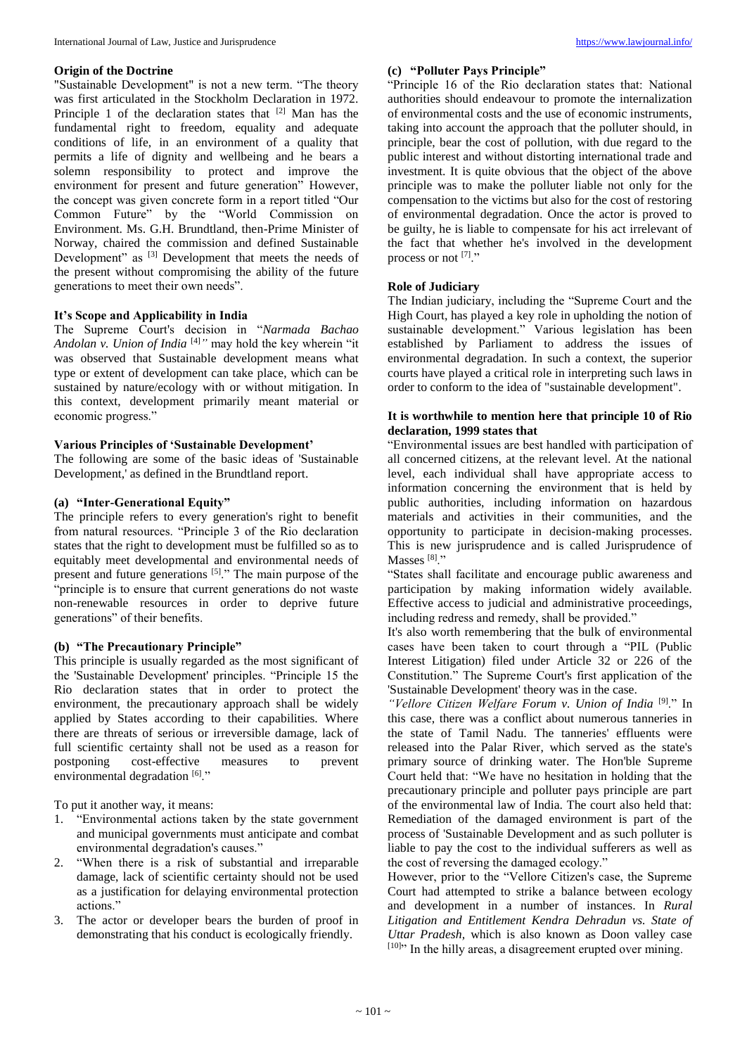### Origin of the Doctrine

"Sustainable Development" is not a new term. "The theory was first articulated in the Stockholm Declaration in 1972. Principle 1 of the declaration states that [2] Man has the fundamental right to freedom, equality and adequate conditions of life, in an environment of a quality that permits a life of dignity and wellbeing and he bears a solemn responsibility to protect and improve the environment for present and future generation" However, the concept was given concrete form in a report titled "Our Common Future" by the "World Commission on Environment. Ms. G.H. Brundtland, then-Prime Minister of Norway, chaired the commission and defined Sustainable Development" as [3] Development that meets the needs of the present without compromising the ability of the future generations to meet their own needs".

### It's Scope and Applicability in India

The Supreme Court's decision in "*Narmada Bachao Andolan v. Union of India* [4]*"* may hold the key wherein "it was observed that Sustainable development means what type or extent of development can take place, which can be sustained by nature/ecology with or without mitigation. In this context, development primarily meant material or economic progress."

### Various Principles of 'Sustainable Development'

The following are some of the basic ideas of 'Sustainable Development,' as defined in the Brundtland report.

#### (a) "Inter-Generational Equity"

The principle refers to every generation's right to benefit from natural resources. "Principle 3 of the Rio declaration states that the right to development must be fulfilled so as to equitably meet developmental and environmental needs of present and future generations [5]." The main purpose of the "principle is to ensure that current generations do not waste non-renewable resources in order to deprive future generations" of their benefits.

#### (b) "The Precautionary Principle"

This principle is usually regarded as the most significant of the 'Sustainable Development' principles. "Principle 15 the Rio declaration states that in order to protect the environment, the precautionary approach shall be widely applied by States according to their capabilities. Where there are threats of serious or irreversible damage, lack of full scientific certainty shall not be used as a reason for postponing cost-effective measures to prevent environmental degradation [6]."

To put it another way, it means:

1. "Environmental actions taken by the state government and municipal governments must anticipate and combat environmental degradation's causes."
2. "When there is a risk of substantial and irreparable damage, lack of scientific certainty should not be used as a justification for delaying environmental protection actions."
3. The actor or developer bears the burden of proof in demonstrating that his conduct is ecologically friendly.

#### (c) "Polluter Pays Principle"

"Principle 16 of the Rio declaration states that: National authorities should endeavour to promote the internalization of environmental costs and the use of economic instruments, taking into account the approach that the polluter should, in principle, bear the cost of pollution, with due regard to the public interest and without distorting international trade and investment. It is quite obvious that the object of the above principle was to make the polluter liable not only for the compensation to the victims but also for the cost of restoring of environmental degradation. Once the actor is proved to be guilty, he is liable to compensate for his act irrelevant of the fact that whether he's involved in the development process or not [7]."

### Role of Judiciary

The Indian judiciary, including the "Supreme Court and the High Court, has played a key role in upholding the notion of sustainable development." Various legislation has been established by Parliament to address the issues of environmental degradation. In such a context, the superior courts have played a critical role in interpreting such laws in order to conform to the idea of "sustainable development".

**It is worthwhile to mention here that principle 10 of Rio declaration, 1999 states that**

"Environmental issues are best handled with participation of all concerned citizens, at the relevant level. At the national level, each individual shall have appropriate access to information concerning the environment that is held by public authorities, including information on hazardous materials and activities in their communities, and the opportunity to participate in decision-making processes. This is new jurisprudence and is called Jurisprudence of Masses [8]."

"States shall facilitate and encourage public awareness and participation by making information widely available. Effective access to judicial and administrative proceedings, including redress and remedy, shall be provided."

It's also worth remembering that the bulk of environmental cases have been taken to court through a "PIL (Public Interest Litigation) filed under Article 32 or 226 of the Constitution." The Supreme Court's first application of the 'Sustainable Development' theory was in the case.

*"Vellore Citizen Welfare Forum v. Union of India* [9]." In this case, there was a conflict about numerous tanneries in the state of Tamil Nadu. The tanneries' effluents were released into the Palar River, which served as the state's primary source of drinking water. The Hon'ble Supreme Court held that: "We have no hesitation in holding that the precautionary principle and polluter pays principle are part of the environmental law of India. The court also held that: Remediation of the damaged environment is part of the process of 'Sustainable Development and as such polluter is liable to pay the cost to the individual sufferers as well as the cost of reversing the damaged ecology."

However, prior to the "Vellore Citizen's case, the Supreme Court had attempted to strike a balance between ecology and development in a number of instances. In *Rural Litigation and Entitlement Kendra Dehradun vs. State of Uttar Pradesh,* which is also known as Doon valley case [10]" In the hilly areas, a disagreement erupted over mining.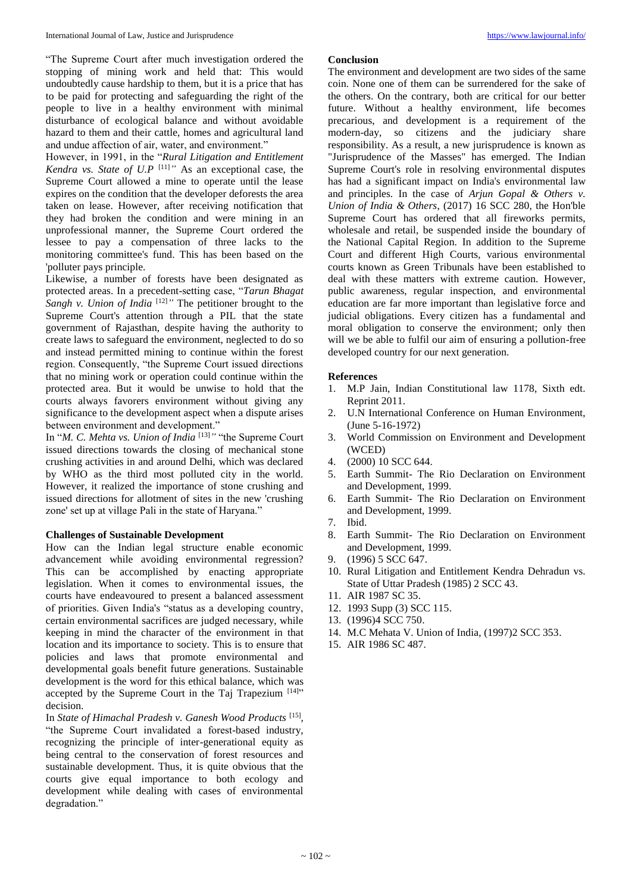"The Supreme Court after much investigation ordered the stopping of mining work and held that: This would undoubtedly cause hardship to them, but it is a price that has to be paid for protecting and safeguarding the right of the people to live in a healthy environment with minimal disturbance of ecological balance and without avoidable hazard to them and their cattle, homes and agricultural land and undue affection of air, water, and environment."

However, in 1991, in the "*Rural Litigation and Entitlement Kendra vs. State of U.P* [11]" As an exceptional case, the Supreme Court allowed a mine to operate until the lease expires on the condition that the developer deforests the area taken on lease. However, after receiving notification that they had broken the condition and were mining in an unprofessional manner, the Supreme Court ordered the lessee to pay a compensation of three lacks to the monitoring committee's fund. This has been based on the 'polluter pays principle.

Likewise, a number of forests have been designated as protected areas. In a precedent-setting case, "*Tarun Bhagat Sangh v. Union of India* [12]" The petitioner brought to the Supreme Court's attention through a PIL that the state government of Rajasthan, despite having the authority to create laws to safeguard the environment, neglected to do so and instead permitted mining to continue within the forest region. Consequently, "the Supreme Court issued directions that no mining work or operation could continue within the protected area. But it would be unwise to hold that the courts always favorers environment without giving any significance to the development aspect when a dispute arises between environment and development."

In "*M. C. Mehta vs. Union of India* [13]" "the Supreme Court issued directions towards the closing of mechanical stone crushing activities in and around Delhi, which was declared by WHO as the third most polluted city in the world. However, it realized the importance of stone crushing and issued directions for allotment of sites in the new 'crushing zone' set up at village Pali in the state of Haryana."

### Challenges of Sustainable Development

How can the Indian legal structure enable economic advancement while avoiding environmental regression? This can be accomplished by enacting appropriate legislation. When it comes to environmental issues, the courts have endeavoured to present a balanced assessment of priorities. Given India's "status as a developing country, certain environmental sacrifices are judged necessary, while keeping in mind the character of the environment in that location and its importance to society. This is to ensure that policies and laws that promote environmental and developmental goals benefit future generations. Sustainable development is the word for this ethical balance, which was accepted by the Supreme Court in the Taj Trapezium [14]" decision.

In *State of Himachal Pradesh v. Ganesh Wood Products* [15], "the Supreme Court invalidated a forest-based industry, recognizing the principle of inter-generational equity as being central to the conservation of forest resources and sustainable development. Thus, it is quite obvious that the courts give equal importance to both ecology and development while dealing with cases of environmental degradation."

### Conclusion

The environment and development are two sides of the same coin. None one of them can be surrendered for the sake of the others. On the contrary, both are critical for our better future. Without a healthy environment, life becomes precarious, and development is a requirement of the modern-day, so citizens and the judiciary share responsibility. As a result, a new jurisprudence is known as "Jurisprudence of the Masses" has emerged. The Indian Supreme Court's role in resolving environmental disputes has had a significant impact on India's environmental law and principles. In the case of *Arjun Gopal & Others v. Union of India & Others*, (2017) 16 SCC 280, the Hon'ble Supreme Court has ordered that all fireworks permits, wholesale and retail, be suspended inside the boundary of the National Capital Region. In addition to the Supreme Court and different High Courts, various environmental courts known as Green Tribunals have been established to deal with these matters with extreme caution. However, public awareness, regular inspection, and environmental education are far more important than legislative force and judicial obligations. Every citizen has a fundamental and moral obligation to conserve the environment; only then will we be able to fulfil our aim of ensuring a pollution-free developed country for our next generation.

### References

1. M.P Jain, Indian Constitutional law 1178, Sixth edt. Reprint 2011.
2. U.N International Conference on Human Environment, (June 5-16-1972)
3. World Commission on Environment and Development (WCED)
4. (2000) 10 SCC 644.
5. Earth Summit- The Rio Declaration on Environment and Development, 1999.
6. Earth Summit- The Rio Declaration on Environment and Development, 1999.
7. Ibid.
8. Earth Summit- The Rio Declaration on Environment and Development, 1999.
9. (1996) 5 SCC 647.
10. Rural Litigation and Entitlement Kendra Dehradun vs. State of Uttar Pradesh (1985) 2 SCC 43.
11. AIR 1987 SC 35.
12. 1993 Supp (3) SCC 115.
13. (1996)4 SCC 750.
14. M.C Mehata V. Union of India, (1997)2 SCC 353.
15. AIR 1986 SC 487.